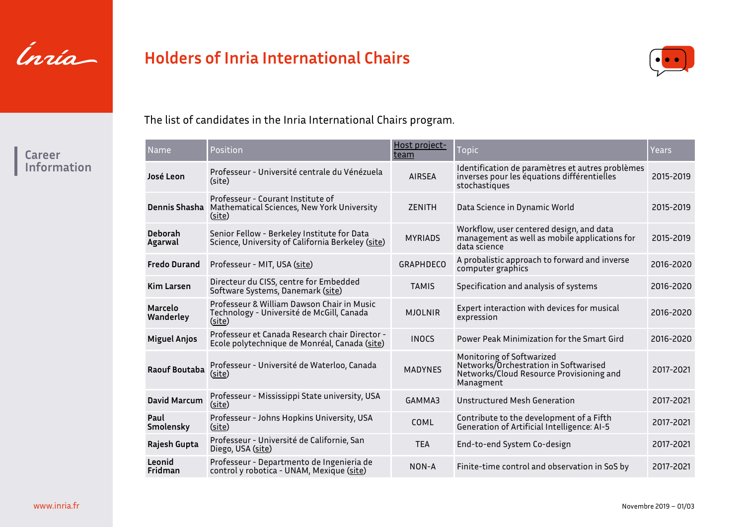# Holders of Inria International Chairs

Career Information

The list of candidates in the Inria International Chairs program.

| Name | Position | Host project-team | Topic | Years |
|---|---|---|---|---|
| **José Leon** | Professeur - Université centrale du Vénézuela (site) | AIRSEA | Identification de paramètres et autres problèmes inverses pour les équations différentielles stochastiques | 2015-2019 |
| **Dennis Shasha** | Professeur - Courant Institute of Mathematical Sciences, New York University (site) | ZENITH | Data Science in Dynamic World | 2015-2019 |
| **Deborah Agarwal** | Senior Fellow - Berkeley Institute for Data Science, University of California Berkeley (site) | MYRIADS | Workflow, user centered design, and data management as well as mobile applications for data science | 2015-2019 |
| **Fredo Durand** | Professeur - MIT, USA (site) | GRAPHDECO | A probalistic approach to forward and inverse computer graphics | 2016-2020 |
| **Kim Larsen** | Directeur du CISS, centre for Embedded Software Systems, Danemark (site) | TAMIS | Specification and analysis of systems | 2016-2020 |
| **Marcelo Wanderley** | Professeur & William Dawson Chair in Music Technology - Université de McGill, Canada (site) | MJOLNIR | Expert interaction with devices for musical expression | 2016-2020 |
| **Miguel Anjos** | Professeur et Canada Research chair Director - Ecole polytechnique de Monréal, Canada (site) | INOCS | Power Peak Minimization for the Smart Gird | 2016-2020 |
| **Raouf Boutaba** | Professeur - Université de Waterloo, Canada (site) | MADYNES | Monitoring of Softwarized Networks/Orchestration in Softwarised Networks/Cloud Resource Provisioning and Managment | 2017-2021 |
| **David Marcum** | Professeur - Mississippi State university, USA (site) | GAMMA3 | Unstructured Mesh Generation | 2017-2021 |
| **Paul Smolensky** | Professeur - Johns Hopkins University, USA (site) | COML | Contribute to the development of a Fifth Generation of Artificial Intelligence: AI-5 | 2017-2021 |
| **Rajesh Gupta** | Professeur - Université de Californie, San Diego, USA (site) | TEA | End-to-end System Co-design | 2017-2021 |
| **Leonid Fridman** | Professeur - Departmento de Ingenieria de control y robotica - UNAM, Mexique (site) | NON-A | Finite-time control and observation in SoS by | 2017-2021 |

www.inria.fr

Novembre 2019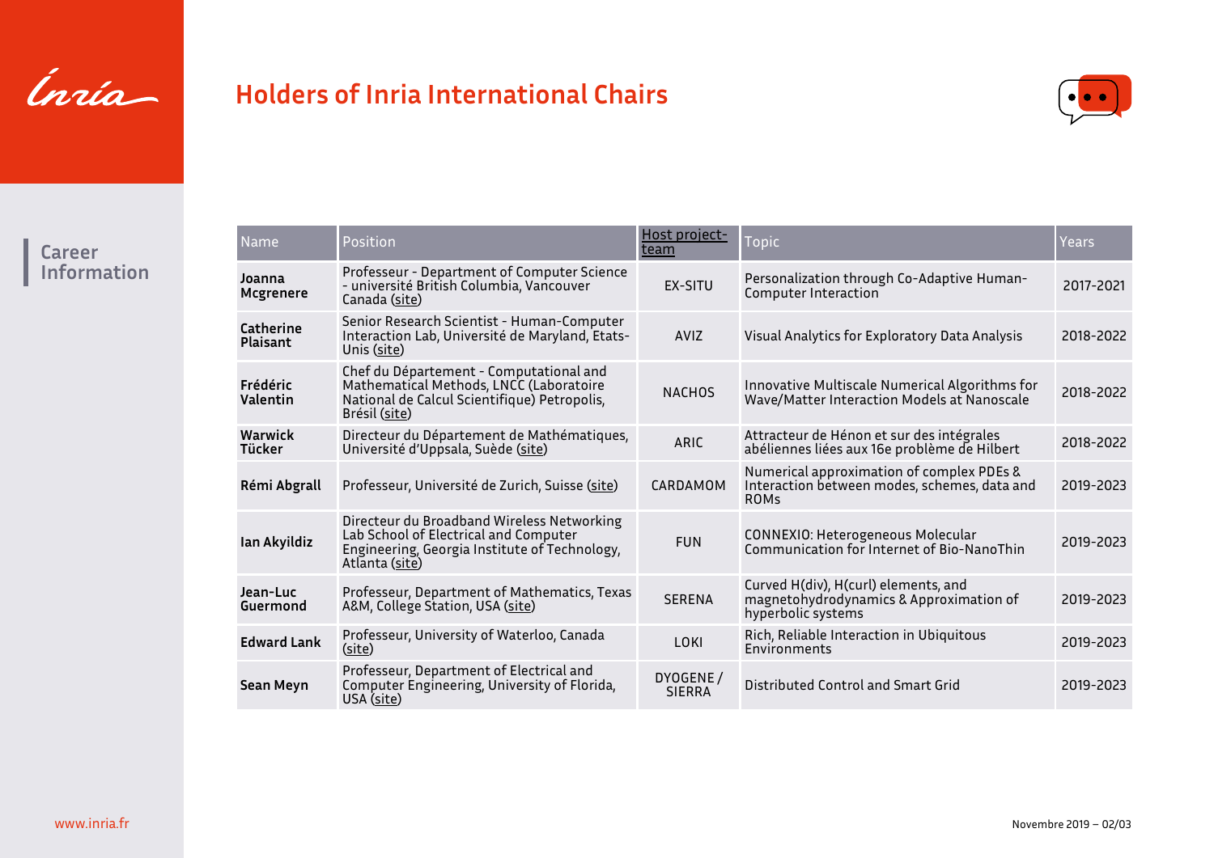# Holders of Inria International Chairs

Career Information

| Name | Position | Host project-team | Topic | Years |
|---|---|---|---|---|
| **Joanna Mcgrenere** | Professeur - Department of Computer Science - université British Columbia, Vancouver Canada (site) | EX-SITU | Personalization through Co-Adaptive Human-Computer Interaction | 2017-2021 |
| **Catherine Plaisant** | Senior Research Scientist - Human-Computer Interaction Lab, Université de Maryland, Etats-Unis (site) | AVIZ | Visual Analytics for Exploratory Data Analysis | 2018-2022 |
| **Frédéric Valentin** | Chef du Département - Computational and Mathematical Methods, LNCC (Laboratoire National de Calcul Scientifique) Petropolis, Brésil (site) | NACHOS | Innovative Multiscale Numerical Algorithms for Wave/Matter Interaction Models at Nanoscale | 2018-2022 |
| **Warwick Tücker** | Directeur du Département de Mathématiques, Université d'Uppsala, Suède (site) | ARIC | Attracteur de Hénon et sur des intégrales abéliennes liées aux 16e problème de Hilbert | 2018-2022 |
| **Rémi Abgrall** | Professeur, Université de Zurich, Suisse (site) | CARDAMOM | Numerical approximation of complex PDEs & Interaction between modes, schemes, data and ROMs | 2019-2023 |
| **Ian Akyildiz** | Directeur du Broadband Wireless Networking Lab School of Electrical and Computer Engineering, Georgia Institute of Technology, Atlanta (site) | FUN | CONNEXIO: Heterogeneous Molecular Communication for Internet of Bio-NanoThin | 2019-2023 |
| **Jean-Luc Guermond** | Professeur, Department of Mathematics, Texas A&M, College Station, USA (site) | SERENA | Curved H(div), H(curl) elements, and magnetohydrodynamics & Approximation of hyperbolic systems | 2019-2023 |
| **Edward Lank** | Professeur, University of Waterloo, Canada (site) | LOKI | Rich, Reliable Interaction in Ubiquitous Environments | 2019-2023 |
| **Sean Meyn** | Professeur, Department of Electrical and Computer Engineering, University of Florida, USA (site) | DYOGENE / SIERRA | Distributed Control and Smart Grid | 2019-2023 |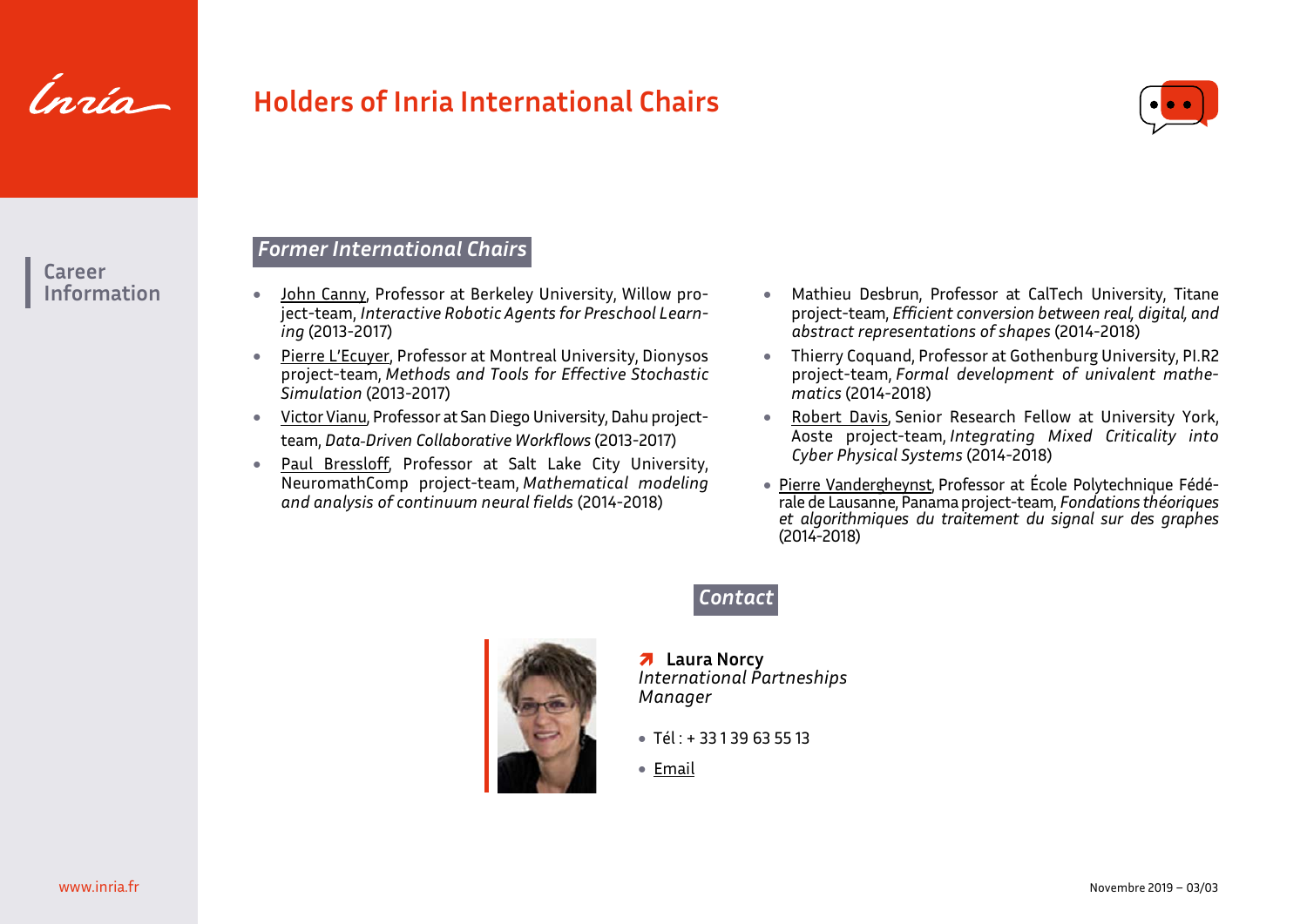# Holders of Inria International Chairs

Career Information

## Former International Chairs

- John Canny, Professor at Berkeley University, Willow project-team, *Interactive Robotic Agents for Preschool Learning* (2013-2017)
- Pierre L'Ecuyer, Professor at Montreal University, Dionysos project-team, *Methods and Tools for Effective Stochastic Simulation* (2013-2017)
- Victor Vianu, Professor at San Diego University, Dahu project-team, *Data-Driven Collaborative Workflows* (2013-2017)
- Paul Bressloff, Professor at Salt Lake City University, NeuromathComp project-team, *Mathematical modeling and analysis of continuum neural fields* (2014-2018)
- Mathieu Desbrun, Professor at CalTech University, Titane project-team, *Efficient conversion between real, digital, and abstract representations of shapes* (2014-2018)
- Thierry Coquand, Professor at Gothenburg University, PI.R2 project-team, *Formal development of univalent mathematics* (2014-2018)
- Robert Davis, Senior Research Fellow at University York, Aoste project-team, *Integrating Mixed Criticality into Cyber Physical Systems* (2014-2018)
- Pierre Vandergheynst, Professor at École Polytechnique Fédérale de Lausanne, Panama project-team, *Fondations théoriques et algorithmiques du traitement du signal sur des graphes* (2014-2018)

## Contact

**Laura Norcy**
*International Partnerships Manager*

- Tél : + 33 1 39 63 55 13
- Email

www.inria.fr

Novembre 2019